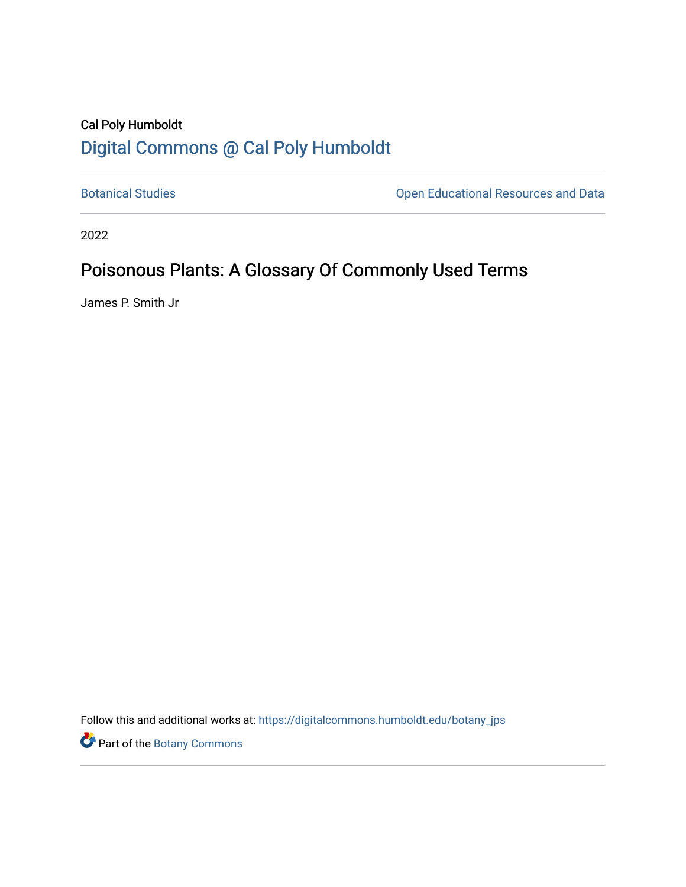Cal Poly Humboldt

Digital Commons @ Cal Poly Humboldt

Botanical Studies | Open Educational Resources and Data

2022

# Poisonous Plants: A Glossary Of Commonly Used Terms

James P. Smith Jr

Follow this and additional works at: https://digitalcommons.humboldt.edu/botany_jps

Part of the Botany Commons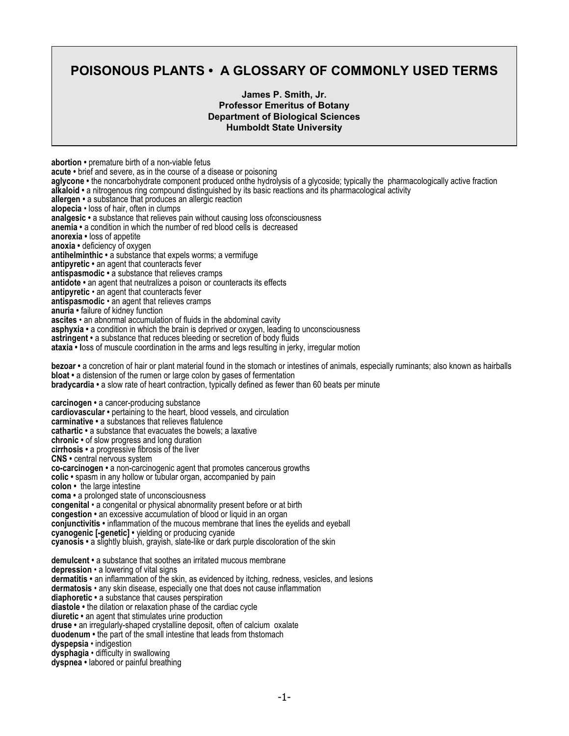# POISONOUS PLANTS • A GLOSSARY OF COMMONLY USED TERMS

**James P. Smith, Jr.**
**Professor Emeritus of Botany**
**Department of Biological Sciences**
**Humboldt State University**

**abortion •** premature birth of a non-viable fetus
**acute •** brief and severe, as in the course of a disease or poisoning
**aglycone •** the noncarbohydrate component produced onthe hydrolysis of a glycoside; typically the pharmacologically active fraction
**alkaloid •** a nitrogenous ring compound distinguished by its basic reactions and its pharmacological activity
**allergen •** a substance that produces an allergic reaction
**alopecia** • loss of hair, often in clumps
**analgesic •** a substance that relieves pain without causing loss ofconsciousness
**anemia •** a condition in which the number of red blood cells is decreased
**anorexia •** loss of appetite
**anoxia •** deficiency of oxygen
**antihelminthic •** a substance that expels worms; a vermifuge
**antipyretic •** an agent that counteracts fever
**antispasmodic •** a substance that relieves cramps
**antidote •** an agent that neutralizes a poison or counteracts its effects
**antipyretic** • an agent that counteracts fever
**antispasmodic** • an agent that relieves cramps
**anuria •** failure of kidney function
**ascites** • an abnormal accumulation of fluids in the abdominal cavity
**asphyxia •** a condition in which the brain is deprived or oxygen, leading to unconsciousness
**astringent •** a substance that reduces bleeding or secretion of body fluids
**ataxia • l**oss of muscule coordination in the arms and legs resulting in jerky, irregular motion

**bezoar •** a concretion of hair or plant material found in the stomach or intestines of animals, especially ruminants; also known as hairballs
**bloat •** a distension of the rumen or large colon by gases of fermentation
**bradycardia •** a slow rate of heart contraction, typically defined as fewer than 60 beats per minute

**carcinogen •** a cancer-producing substance
**cardiovascular •** pertaining to the heart, blood vessels, and circulation
**carminative •** a substances that relieves flatulence
**cathartic •** a substance that evacuates the bowels; a laxative
**chronic •** of slow progress and long duration
**cirrhosis •** a progressive fibrosis of the liver
**CNS •** central nervous system
**co-carcinogen •** a non-carcinogenic agent that promotes cancerous growths
**colic •** spasm in any hollow or tubular organ, accompanied by pain
**colon •** the large intestine
**coma •** a prolonged state of unconsciousness
**congenital** • a congenital or physical abnormality present before or at birth
**congestion •** an excessive accumulation of blood or liquid in an organ
**conjunctivitis •** inflammation of the mucous membrane that lines the eyelids and eyeball
**cyanogenic [-genetic] •** yielding or producing cyanide
**cyanosis •** a slightly bluish, grayish, slate-like or dark purple discoloration of the skin

**demulcent •** a substance that soothes an irritated mucous membrane
**depression** • a lowering of vital signs
**dermatitis •** an inflammation of the skin, as evidenced by itching, redness, vesicles, and lesions
**dermatosis** • any skin disease, especially one that does not cause inflammation
**diaphoretic •** a substance that causes perspiration
**diastole •** the dilation or relaxation phase of the cardiac cycle
**diuretic •** an agent that stimulates urine production
**druse •** an irregularly-shaped crystalline deposit, often of calcium oxalate
**duodenum •** the part of the small intestine that leads from thstomach
**dyspepsia** • indigestion
**dysphagia** • difficulty in swallowing
**dyspnea •** labored or painful breathing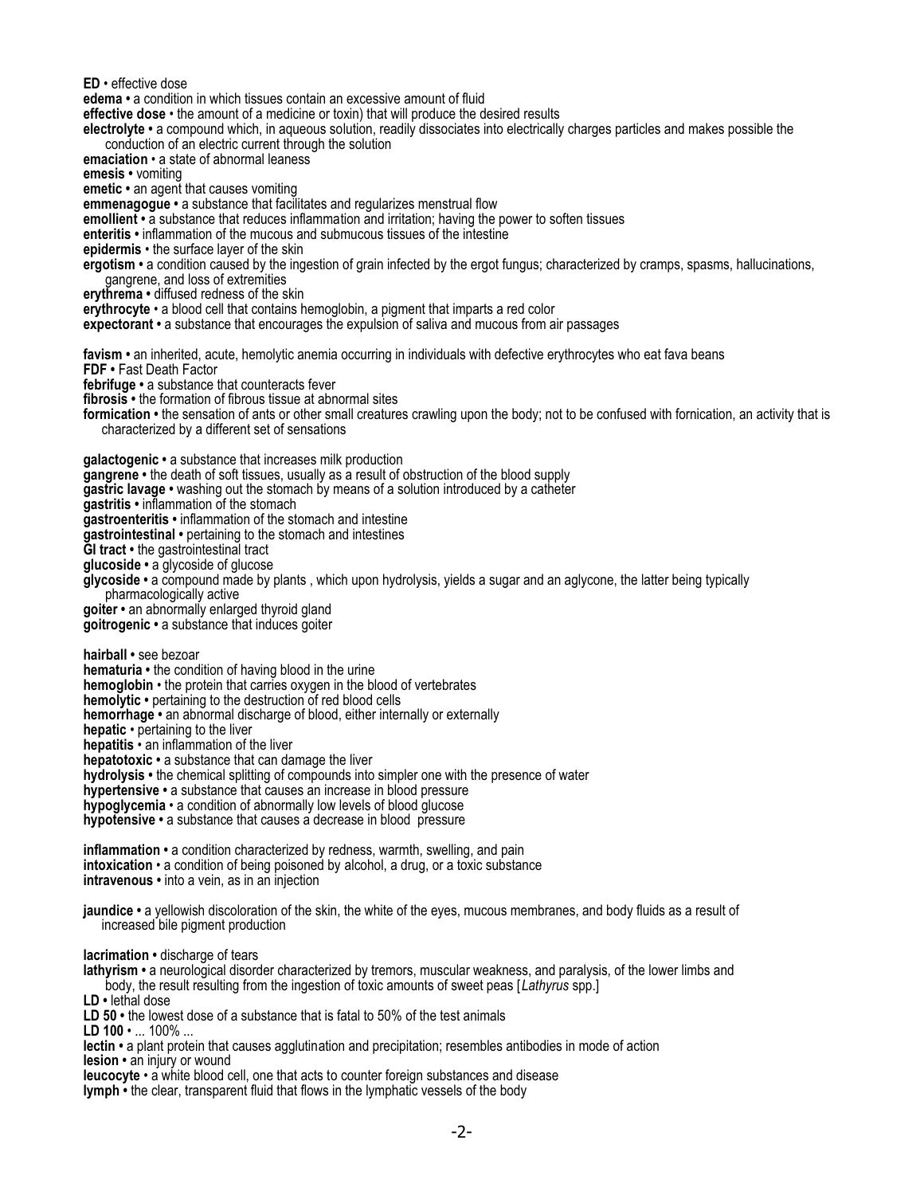**ED** • effective dose
**edema •** a condition in which tissues contain an excessive amount of fluid
**effective dose** • the amount of a medicine or toxin) that will produce the desired results
**electrolyte •** a compound which, in aqueous solution, readily dissociates into electrically charges particles and makes possible the conduction of an electric current through the solution
**emaciation** • a state of abnormal leaness
**emesis •** vomiting
**emetic •** an agent that causes vomiting
**emmenagogue •** a substance that facilitates and regularizes menstrual flow
**emollient •** a substance that reduces inflammation and irritation; having the power to soften tissues
**enteritis •** inflammation of the mucous and submucous tissues of the intestine
**epidermis** • the surface layer of the skin
**ergotism •** a condition caused by the ingestion of grain infected by the ergot fungus; characterized by cramps, spasms, hallucinations, gangrene, and loss of extremities
**erythrema •** diffused redness of the skin
**erythrocyte** • a blood cell that contains hemoglobin, a pigment that imparts a red color
**expectorant •** a substance that encourages the expulsion of saliva and mucous from air passages

**favism •** an inherited, acute, hemolytic anemia occurring in individuals with defective erythrocytes who eat fava beans
**FDF •** Fast Death Factor
**febrifuge •** a substance that counteracts fever
**fibrosis •** the formation of fibrous tissue at abnormal sites
**formication •** the sensation of ants or other small creatures crawling upon the body; not to be confused with fornication, an activity that is characterized by a different set of sensations

**galactogenic •** a substance that increases milk production
**gangrene •** the death of soft tissues, usually as a result of obstruction of the blood supply
**gastric lavage •** washing out the stomach by means of a solution introduced by a catheter
**gastritis •** inflammation of the stomach
**gastroenteritis •** inflammation of the stomach and intestine
**gastrointestinal •** pertaining to the stomach and intestines
**GI tract •** the gastrointestinal tract
**glucoside •** a glycoside of glucose
**glycoside •** a compound made by plants , which upon hydrolysis, yields a sugar and an aglycone, the latter being typically pharmacologically active
**goiter •** an abnormally enlarged thyroid gland
**goitrogenic •** a substance that induces goiter

**hairball •** see bezoar
**hematuria •** the condition of having blood in the urine
**hemoglobin** • the protein that carries oxygen in the blood of vertebrates
**hemolytic •** pertaining to the destruction of red blood cells
**hemorrhage •** an abnormal discharge of blood, either internally or externally
**hepatic** • pertaining to the liver
**hepatitis** • an inflammation of the liver
**hepatotoxic •** a substance that can damage the liver
**hydrolysis •** the chemical splitting of compounds into simpler one with the presence of water
**hypertensive •** a substance that causes an increase in blood pressure
**hypoglycemia** • a condition of abnormally low levels of blood glucose
**hypotensive •** a substance that causes a decrease in blood pressure

**inflammation •** a condition characterized by redness, warmth, swelling, and pain
**intoxication** • a condition of being poisoned by alcohol, a drug, or a toxic substance
**intravenous •** into a vein, as in an injection

**jaundice •** a yellowish discoloration of the skin, the white of the eyes, mucous membranes, and body fluids as a result of increased bile pigment production

**lacrimation •** discharge of tears
**lathyrism •** a neurological disorder characterized by tremors, muscular weakness, and paralysis, of the lower limbs and body, the result resulting from the ingestion of toxic amounts of sweet peas [*Lathyrus* spp.]
**LD •** lethal dose
**LD 50 •** the lowest dose of a substance that is fatal to 50% of the test animals
**LD 100** • ... 100% ...
**lectin •** a plant protein that causes agglutination and precipitation; resembles antibodies in mode of action
**lesion •** an injury or wound
**leucocyte** • a white blood cell, one that acts to counter foreign substances and disease
**lymph •** the clear, transparent fluid that flows in the lymphatic vessels of the body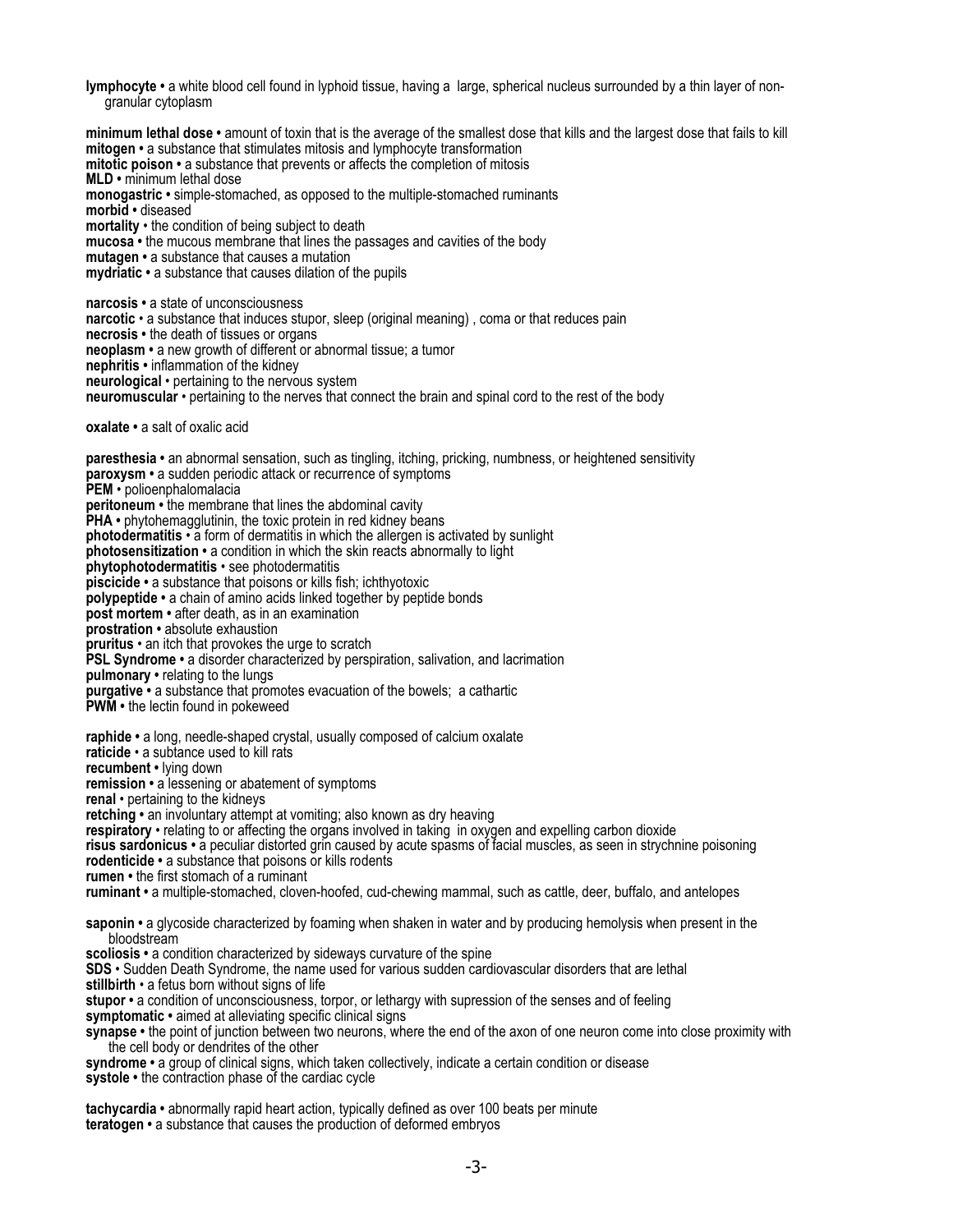**lymphocyte •** a white blood cell found in lyphoid tissue, having a  large, spherical nucleus surrounded by a thin layer of non-granular cytoplasm

**minimum lethal dose •** amount of toxin that is the average of the smallest dose that kills and the largest dose that fails to kill
**mitogen •** a substance that stimulates mitosis and lymphocyte transformation
**mitotic poison •** a substance that prevents or affects the completion of mitosis
**MLD •** minimum lethal dose
**monogastric •** simple-stomached, as opposed to the multiple-stomached ruminants
**morbid •** diseased
**mortality** • the condition of being subject to death
**mucosa •** the mucous membrane that lines the passages and cavities of the body
**mutagen •** a substance that causes a mutation
**mydriatic •** a substance that causes dilation of the pupils

**narcosis •** a state of unconsciousness
**narcotic** • a substance that induces stupor, sleep (original meaning) , coma or that reduces pain
**necrosis •** the death of tissues or organs
**neoplasm •** a new growth of different or abnormal tissue; a tumor
**nephritis •** inflammation of the kidney
**neurological** • pertaining to the nervous system
**neuromuscular** • pertaining to the nerves that connect the brain and spinal cord to the rest of the body

**oxalate •** a salt of oxalic acid

**paresthesia •** an abnormal sensation, such as tingling, itching, pricking, numbness, or heightened sensitivity
**paroxysm •** a sudden periodic attack or recurrence of symptoms
**PEM** • polioenphalomalacia
**peritoneum •** the membrane that lines the abdominal cavity
**PHA •** phytohemagglutinin, the toxic protein in red kidney beans
**photodermatitis** • a form of dermatitis in which the allergen is activated by sunlight
**photosensitization •** a condition in which the skin reacts abnormally to light
**phytophotodermatitis** • see photodermatitis
**piscicide •** a substance that poisons or kills fish; ichthyotoxic
**polypeptide •** a chain of amino acids linked together by peptide bonds
**post mortem •** after death, as in an examination
**prostration •** absolute exhaustion
**pruritus** • an itch that provokes the urge to scratch
**PSL Syndrome •** a disorder characterized by perspiration, salivation, and lacrimation
**pulmonary •** relating to the lungs
**purgative •** a substance that promotes evacuation of the bowels;  a cathartic
**PWM •** the lectin found in pokeweed

**raphide •** a long, needle-shaped crystal, usually composed of calcium oxalate
**raticide** • a subtance used to kill rats
**recumbent •** lying down
**remission •** a lessening or abatement of symptoms
**renal** • pertaining to the kidneys
**retching •** an involuntary attempt at vomiting; also known as dry heaving
**respiratory** • relating to or affecting the organs involved in taking  in oxygen and expelling carbon dioxide
**risus sardonicus •** a peculiar distorted grin caused by acute spasms of facial muscles, as seen in strychnine poisoning
**rodenticide •** a substance that poisons or kills rodents
**rumen •** the first stomach of a ruminant
**ruminant •** a multiple-stomached, cloven-hoofed, cud-chewing mammal, such as cattle, deer, buffalo, and antelopes

**saponin •** a glycoside characterized by foaming when shaken in water and by producing hemolysis when present in the bloodstream
**scoliosis •** a condition characterized by sideways curvature of the spine
**SDS** • Sudden Death Syndrome, the name used for various sudden cardiovascular disorders that are lethal
**stillbirth** • a fetus born without signs of life
**stupor •** a condition of unconsciousness, torpor, or lethargy with supression of the senses and of feeling
**symptomatic •** aimed at alleviating specific clinical signs
**synapse •** the point of junction between two neurons, where the end of the axon of one neuron come into close proximity with the cell body or dendrites of the other
**syndrome •** a group of clinical signs, which taken collectively, indicate a certain condition or disease
**systole •** the contraction phase of the cardiac cycle

**tachycardia •** abnormally rapid heart action, typically defined as over 100 beats per minute
**teratogen •** a substance that causes the production of deformed embryos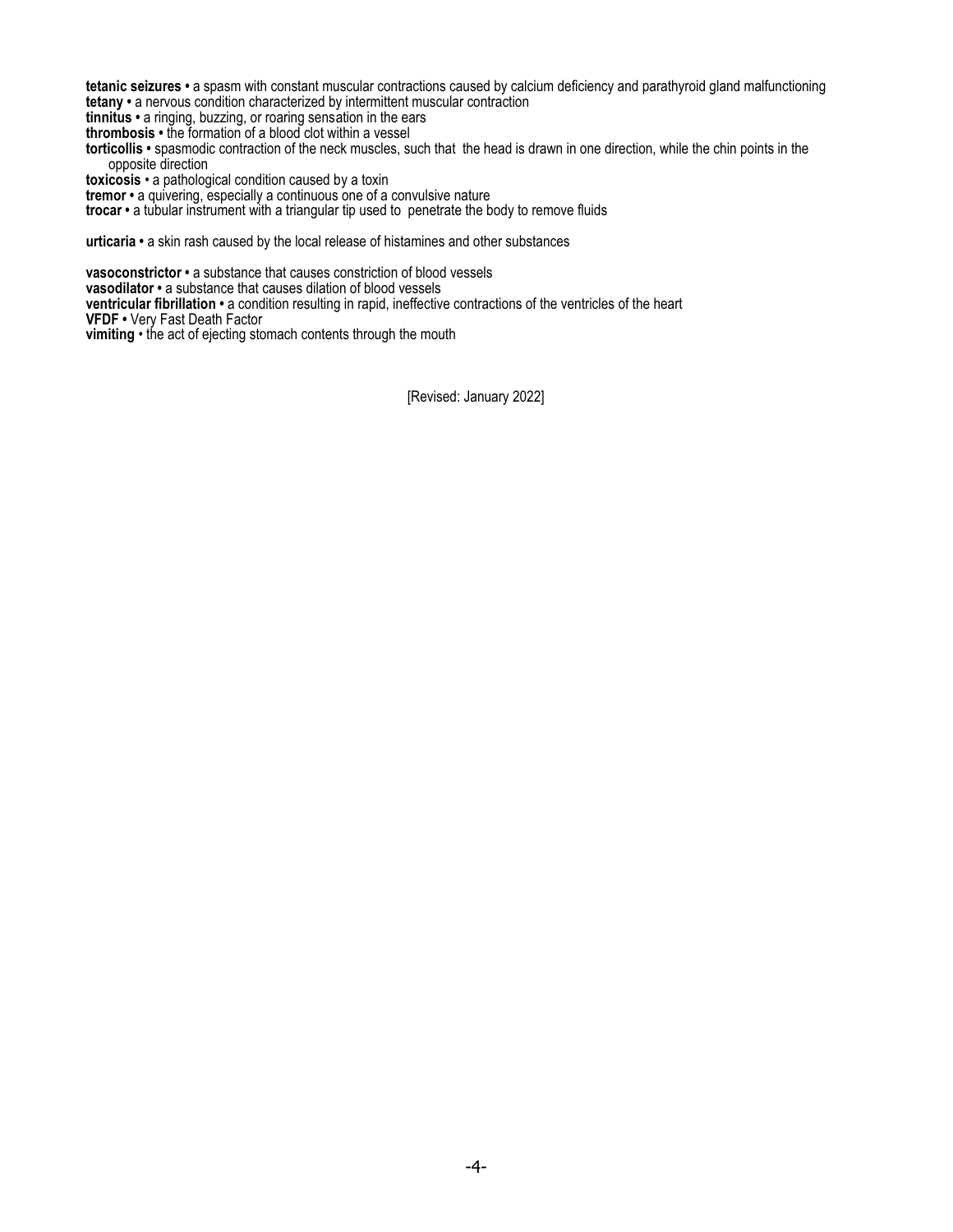**tetanic seizures •** a spasm with constant muscular contractions caused by calcium deficiency and parathyroid gland malfunctioning
**tetany •** a nervous condition characterized by intermittent muscular contraction
**tinnitus •** a ringing, buzzing, or roaring sensation in the ears
**thrombosis •** the formation of a blood clot within a vessel
**torticollis •** spasmodic contraction of the neck muscles, such that the head is drawn in one direction, while the chin points in the opposite direction
**toxicosis** • a pathological condition caused by a toxin
**tremor •** a quivering, especially a continuous one of a convulsive nature
**trocar •** a tubular instrument with a triangular tip used to penetrate the body to remove fluids

**urticaria •** a skin rash caused by the local release of histamines and other substances

**vasoconstrictor •** a substance that causes constriction of blood vessels
**vasodilator •** a substance that causes dilation of blood vessels
**ventricular fibrillation •** a condition resulting in rapid, ineffective contractions of the ventricles of the heart
**VFDF •** Very Fast Death Factor
**vimiting** • the act of ejecting stomach contents through the mouth

[Revised: January 2022]